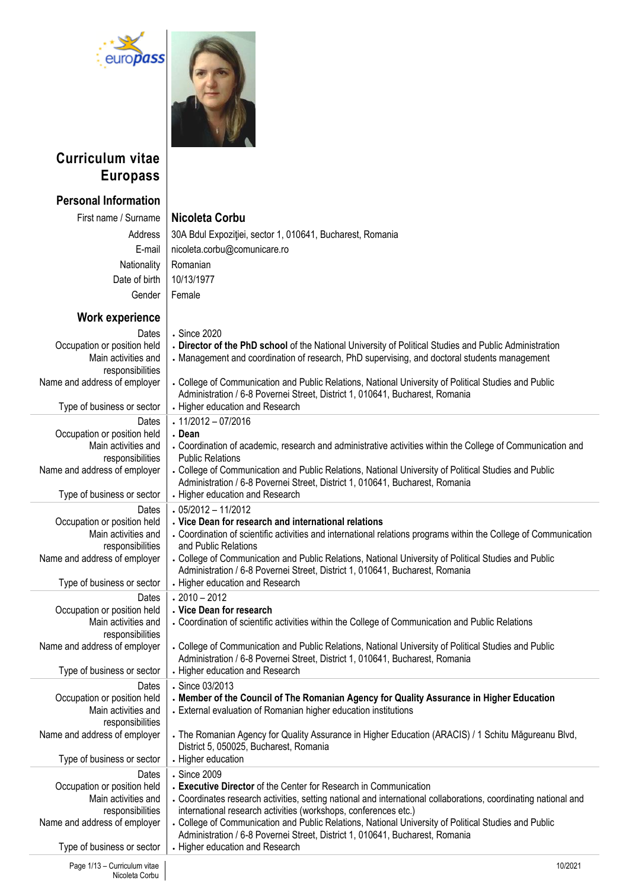# Curriculum vitae Europass

## Personal Information

| | |
|---|---|
| First name / Surname | **Nicoleta Corbu** |
| Address | 30A Bdul Expoziţiei, sector 1, 010641, Bucharest, Romania |
| E-mail | nicoleta.corbu@comunicare.ro |
| Nationality | Romanian |
| Date of birth | 10/13/1977 |
| Gender | Female |

## Work experience

| | |
|---|---|
| Dates | Since 2020 |
| Occupation or position held | **Director of the PhD school** of the National University of Political Studies and Public Administration |
| Main activities and responsibilities | Management and coordination of research, PhD supervising, and doctoral students management |
| Name and address of employer | College of Communication and Public Relations, National University of Political Studies and Public Administration / 6-8 Povernei Street, District 1, 010641, Bucharest, Romania |
| Type of business or sector | Higher education and Research |

| | |
|---|---|
| Dates | 11/2012 – 07/2016 |
| Occupation or position held | **Dean** |
| Main activities and responsibilities | Coordination of academic, research and administrative activities within the College of Communication and Public Relations |
| Name and address of employer | College of Communication and Public Relations, National University of Political Studies and Public Administration / 6-8 Povernei Street, District 1, 010641, Bucharest, Romania |
| Type of business or sector | Higher education and Research |

| | |
|---|---|
| Dates | 05/2012 – 11/2012 |
| Occupation or position held | **Vice Dean for research and international relations** |
| Main activities and responsibilities | Coordination of scientific activities and international relations programs within the College of Communication and Public Relations |
| Name and address of employer | College of Communication and Public Relations, National University of Political Studies and Public Administration / 6-8 Povernei Street, District 1, 010641, Bucharest, Romania |
| Type of business or sector | Higher education and Research |

| | |
|---|---|
| Dates | 2010 – 2012 |
| Occupation or position held | **Vice Dean for research** |
| Main activities and responsibilities | Coordination of scientific activities within the College of Communication and Public Relations |
| Name and address of employer | College of Communication and Public Relations, National University of Political Studies and Public Administration / 6-8 Povernei Street, District 1, 010641, Bucharest, Romania |
| Type of business or sector | Higher education and Research |

| | |
|---|---|
| Dates | Since 03/2013 |
| Occupation or position held | **Member of the Council of The Romanian Agency for Quality Assurance in Higher Education** |
| Main activities and responsibilities | External evaluation of Romanian higher education institutions |
| Name and address of employer | The Romanian Agency for Quality Assurance in Higher Education (ARACIS) / 1 Schitu Măgureanu Blvd, District 5, 050025, Bucharest, Romania |
| Type of business or sector | Higher education |

| | |
|---|---|
| Dates | Since 2009 |
| Occupation or position held | **Executive Director** of the Center for Research in Communication |
| Main activities and responsibilities | Coordinates research activities, setting national and international collaborations, coordinating national and international research activities (workshops, conferences etc.) |
| Name and address of employer | College of Communication and Public Relations, National University of Political Studies and Public Administration / 6-8 Povernei Street, District 1, 010641, Bucharest, Romania |
| Type of business or sector | Higher education and Research |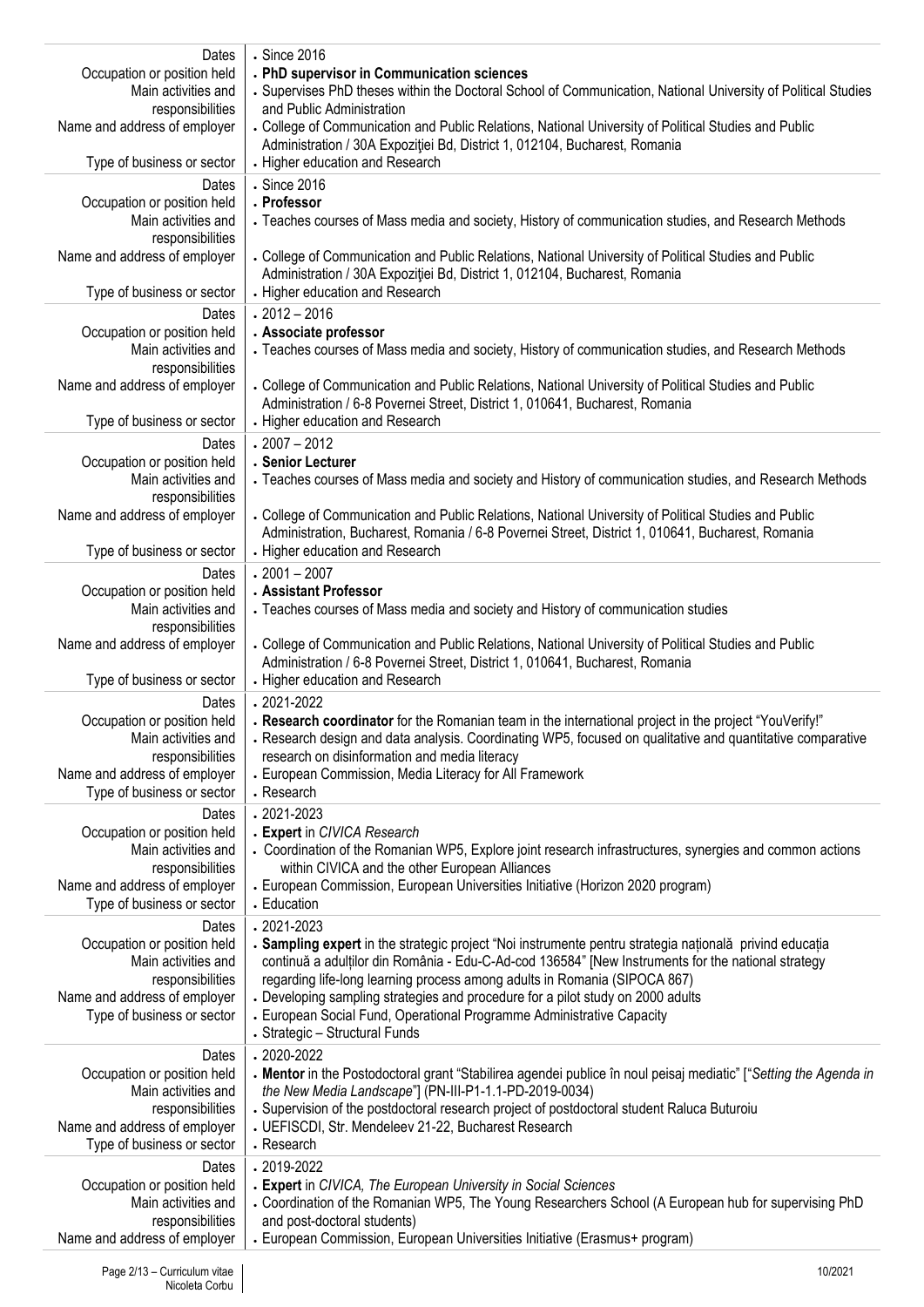| | |
|---|---|
| Dates | Since 2016 |
| Occupation or position held | **PhD supervisor in Communication sciences** |
| Main activities and responsibilities | Supervises PhD theses within the Doctoral School of Communication, National University of Political Studies and Public Administration |
| Name and address of employer | College of Communication and Public Relations, National University of Political Studies and Public Administration / 30A Expoziţiei Bd, District 1, 012104, Bucharest, Romania |
| Type of business or sector | Higher education and Research |

| | |
|---|---|
| Dates | Since 2016 |
| Occupation or position held | **Professor** |
| Main activities and responsibilities | Teaches courses of Mass media and society, History of communication studies, and Research Methods |
| Name and address of employer | College of Communication and Public Relations, National University of Political Studies and Public Administration / 30A Expoziţiei Bd, District 1, 012104, Bucharest, Romania |
| Type of business or sector | Higher education and Research |

| | |
|---|---|
| Dates | 2012 – 2016 |
| Occupation or position held | **Associate professor** |
| Main activities and responsibilities | Teaches courses of Mass media and society, History of communication studies, and Research Methods |
| Name and address of employer | College of Communication and Public Relations, National University of Political Studies and Public Administration / 6-8 Povernei Street, District 1, 010641, Bucharest, Romania |
| Type of business or sector | Higher education and Research |

| | |
|---|---|
| Dates | 2007 – 2012 |
| Occupation or position held | **Senior Lecturer** |
| Main activities and responsibilities | Teaches courses of Mass media and society and History of communication studies, and Research Methods |
| Name and address of employer | College of Communication and Public Relations, National University of Political Studies and Public Administration, Bucharest, Romania / 6-8 Povernei Street, District 1, 010641, Bucharest, Romania |
| Type of business or sector | Higher education and Research |

| | |
|---|---|
| Dates | 2001 – 2007 |
| Occupation or position held | **Assistant Professor** |
| Main activities and responsibilities | Teaches courses of Mass media and society and History of communication studies |
| Name and address of employer | College of Communication and Public Relations, National University of Political Studies and Public Administration / 6-8 Povernei Street, District 1, 010641, Bucharest, Romania |
| Type of business or sector | Higher education and Research |

| | |
|---|---|
| Dates | 2021-2022 |
| Occupation or position held | **Research coordinator** for the Romanian team in the international project in the project "YouVerify!" |
| Main activities and responsibilities | Research design and data analysis. Coordinating WP5, focused on qualitative and quantitative comparative research on disinformation and media literacy |
| Name and address of employer | European Commission, Media Literacy for All Framework |
| Type of business or sector | Research |

| | |
|---|---|
| Dates | 2021-2023 |
| Occupation or position held | **Expert** in *CIVICA Research* |
| Main activities and responsibilities | Coordination of the Romanian WP5, Explore joint research infrastructures, synergies and common actions within CIVICA and the other European Alliances |
| Name and address of employer | European Commission, European Universities Initiative (Horizon 2020 program) |
| Type of business or sector | Education |

| | |
|---|---|
| Dates | 2021-2023 |
| Occupation or position held | **Sampling expert** in the strategic project "Noi instrumente pentru strategia națională privind educația continuă a adulților din România - Edu-C-Ad-cod 136584" [New Instruments for the national strategy regarding life-long learning process among adults in Romania (SIPOCA 867) |
| Main activities and responsibilities | Developing sampling strategies and procedure for a pilot study on 2000 adults |
| Name and address of employer | European Social Fund, Operational Programme Administrative Capacity |
| Type of business or sector | Strategic – Structural Funds |

| | |
|---|---|
| Dates | 2020-2022 |
| Occupation or position held | **Mentor** in the Postodoctoral grant "Stabilirea agendei publice în noul peisaj mediatic" ["*Setting the Agenda in the New Media Landscape*"] (PN-III-P1-1.1-PD-2019-0034) |
| Main activities and responsibilities | Supervision of the postdoctoral research project of postdoctoral student Raluca Buturoiu |
| Name and address of employer | UEFISCDI, Str. Mendeleev 21-22, Bucharest Research |
| Type of business or sector | Research |

| | |
|---|---|
| Dates | 2019-2022 |
| Occupation or position held | **Expert** in *CIVICA, The European University in Social Sciences* |
| Main activities and responsibilities | Coordination of the Romanian WP5, The Young Researchers School (A European hub for supervising PhD and post-doctoral students) |
| Name and address of employer | European Commission, European Universities Initiative (Erasmus+ program) |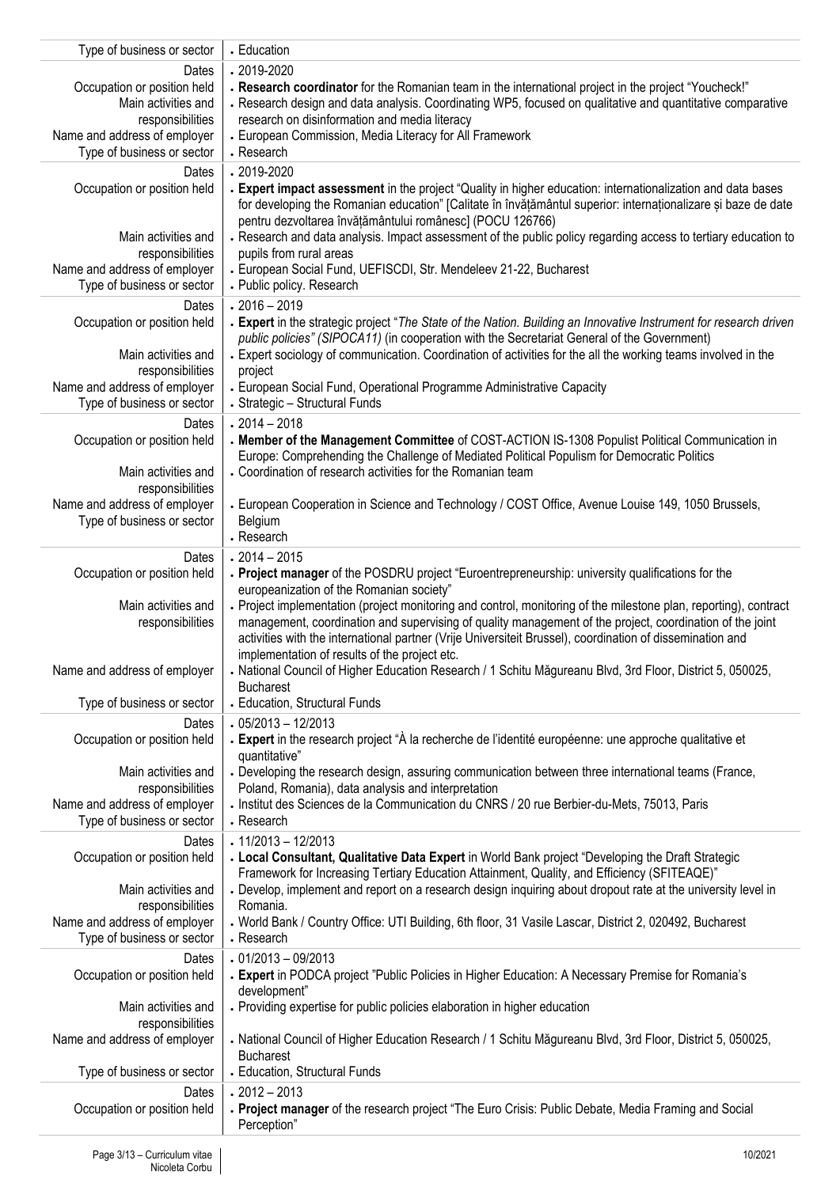| | |
|---|---|
| Type of business or sector | Education |
| Dates | 2019-2020 |
| Occupation or position held | **Research coordinator** for the Romanian team in the international project in the project "Youcheck!" |
| Main activities and responsibilities | Research design and data analysis. Coordinating WP5, focused on qualitative and quantitative comparative research on disinformation and media literacy |
| Name and address of employer | European Commission, Media Literacy for All Framework |
| Type of business or sector | Research |
| Dates | 2019-2020 |
| Occupation or position held | **Expert impact assessment** in the project "Quality in higher education: internationalization and data bases for developing the Romanian education" [Calitate în învățământul superior: internaționalizare și baze de date pentru dezvoltarea învățământului românesc] (POCU 126766) |
| Main activities and responsibilities | Research and data analysis. Impact assessment of the public policy regarding access to tertiary education to pupils from rural areas |
| Name and address of employer | European Social Fund, UEFISCDI, Str. Mendeleev 21-22, Bucharest |
| Type of business or sector | Public policy. Research |
| Dates | 2016 – 2019 |
| Occupation or position held | **Expert** in the strategic project "*The State of the Nation. Building an Innovative Instrument for research driven public policies" (SIPOCA11)* (in cooperation with the Secretariat General of the Government) |
| Main activities and responsibilities | Expert sociology of communication. Coordination of activities for the all the working teams involved in the project |
| Name and address of employer | European Social Fund, Operational Programme Administrative Capacity |
| Type of business or sector | Strategic – Structural Funds |
| Dates | 2014 – 2018 |
| Occupation or position held | **Member of the Management Committee** of COST-ACTION IS-1308 Populist Political Communication in Europe: Comprehending the Challenge of Mediated Political Populism for Democratic Politics |
| Main activities and responsibilities | Coordination of research activities for the Romanian team |
| Name and address of employer | European Cooperation in Science and Technology / COST Office, Avenue Louise 149, 1050 Brussels, Belgium |
| Type of business or sector | Research |
| Dates | 2014 – 2015 |
| Occupation or position held | **Project manager** of the POSDRU project "Euroentrepreneurship: university qualifications for the europeanization of the Romanian society" |
| Main activities and responsibilities | Project implementation (project monitoring and control, monitoring of the milestone plan, reporting), contract management, coordination and supervising of quality management of the project, coordination of the joint activities with the international partner (Vrije Universiteit Brussel), coordination of dissemination and implementation of results of the project etc. |
| Name and address of employer | National Council of Higher Education Research / 1 Schitu Măgureanu Blvd, 3rd Floor, District 5, 050025, Bucharest |
| Type of business or sector | Education, Structural Funds |
| Dates | 05/2013 – 12/2013 |
| Occupation or position held | **Expert** in the research project "À la recherche de l'identité européenne: une approche qualitative et quantitative" |
| Main activities and responsibilities | Developing the research design, assuring communication between three international teams (France, Poland, Romania), data analysis and interpretation |
| Name and address of employer | Institut des Sciences de la Communication du CNRS / 20 rue Berbier-du-Mets, 75013, Paris |
| Type of business or sector | Research |
| Dates | 11/2013 – 12/2013 |
| Occupation or position held | **Local Consultant, Qualitative Data Expert** in World Bank project "Developing the Draft Strategic Framework for Increasing Tertiary Education Attainment, Quality, and Efficiency (SFITEAQE)" |
| Main activities and responsibilities | Develop, implement and report on a research design inquiring about dropout rate at the university level in Romania. |
| Name and address of employer | World Bank / Country Office: UTI Building, 6th floor, 31 Vasile Lascar, District 2, 020492, Bucharest |
| Type of business or sector | Research |
| Dates | 01/2013 – 09/2013 |
| Occupation or position held | **Expert** in PODCA project "Public Policies in Higher Education: A Necessary Premise for Romania's development" |
| Main activities and responsibilities | Providing expertise for public policies elaboration in higher education |
| Name and address of employer | National Council of Higher Education Research / 1 Schitu Măgureanu Blvd, 3rd Floor, District 5, 050025, Bucharest |
| Type of business or sector | Education, Structural Funds |
| Dates | 2012 – 2013 |
| Occupation or position held | **Project manager** of the research project "The Euro Crisis: Public Debate, Media Framing and Social Perception" |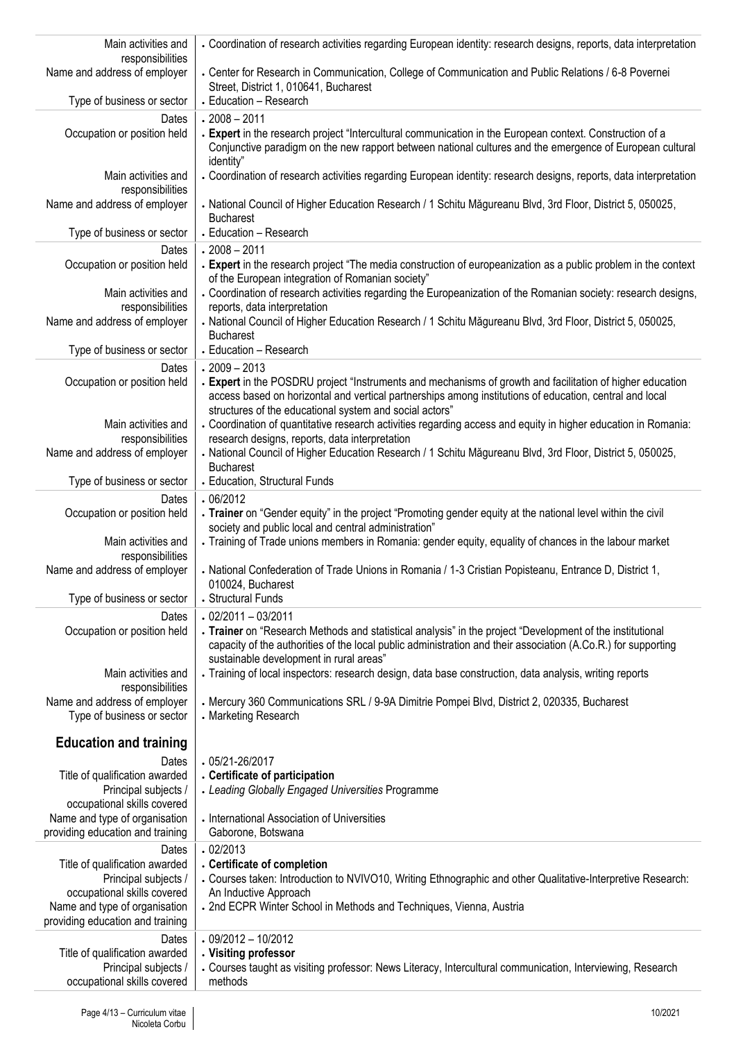| | |
|---|---|
| Main activities and responsibilities | Coordination of research activities regarding European identity: research designs, reports, data interpretation |
| Name and address of employer | Center for Research in Communication, College of Communication and Public Relations / 6-8 Povernei Street, District 1, 010641, Bucharest |
| Type of business or sector | Education – Research |
| Dates | 2008 – 2011 |
| Occupation or position held | **Expert** in the research project "Intercultural communication in the European context. Construction of a Conjunctive paradigm on the new rapport between national cultures and the emergence of European cultural identity" |
| Main activities and responsibilities | Coordination of research activities regarding European identity: research designs, reports, data interpretation |
| Name and address of employer | National Council of Higher Education Research / 1 Schitu Măgureanu Blvd, 3rd Floor, District 5, 050025, Bucharest |
| Type of business or sector | Education – Research |
| Dates | 2008 – 2011 |
| Occupation or position held | **Expert** in the research project "The media construction of europeanization as a public problem in the context of the European integration of Romanian society" |
| Main activities and responsibilities | Coordination of research activities regarding the Europeanization of the Romanian society: research designs, reports, data interpretation |
| Name and address of employer | National Council of Higher Education Research / 1 Schitu Măgureanu Blvd, 3rd Floor, District 5, 050025, Bucharest |
| Type of business or sector | Education – Research |
| Dates | 2009 – 2013 |
| Occupation or position held | **Expert** in the POSDRU project "Instruments and mechanisms of growth and facilitation of higher education access based on horizontal and vertical partnerships among institutions of education, central and local structures of the educational system and social actors" |
| Main activities and responsibilities | Coordination of quantitative research activities regarding access and equity in higher education in Romania: research designs, reports, data interpretation |
| Name and address of employer | National Council of Higher Education Research / 1 Schitu Măgureanu Blvd, 3rd Floor, District 5, 050025, Bucharest |
| Type of business or sector | Education, Structural Funds |
| Dates | 06/2012 |
| Occupation or position held | **Trainer** on "Gender equity" in the project "Promoting gender equity at the national level within the civil society and public local and central administration" |
| Main activities and responsibilities | Training of Trade unions members in Romania: gender equity, equality of chances in the labour market |
| Name and address of employer | National Confederation of Trade Unions in Romania / 1-3 Cristian Popisteanu, Entrance D, District 1, 010024, Bucharest |
| Type of business or sector | Structural Funds |
| Dates | 02/2011 – 03/2011 |
| Occupation or position held | **Trainer** on "Research Methods and statistical analysis" in the project "Development of the institutional capacity of the authorities of the local public administration and their association (A.Co.R.) for supporting sustainable development in rural areas" |
| Main activities and responsibilities | Training of local inspectors: research design, data base construction, data analysis, writing reports |
| Name and address of employer | Mercury 360 Communications SRL / 9-9A Dimitrie Pompei Blvd, District 2, 020335, Bucharest |
| Type of business or sector | Marketing Research |

## Education and training

| | |
|---|---|
| Dates | 05/21-26/2017 |
| Title of qualification awarded | **Certificate of participation** |
| Principal subjects / occupational skills covered | *Leading Globally Engaged Universities* Programme |
| Name and type of organisation providing education and training | International Association of Universities Gaborone, Botswana |
| Dates | 02/2013 |
| Title of qualification awarded | **Certificate of completion** |
| Principal subjects / occupational skills covered | Courses taken: Introduction to NVIVO10, Writing Ethnographic and other Qualitative-Interpretive Research: An Inductive Approach |
| Name and type of organisation providing education and training | 2nd ECPR Winter School in Methods and Techniques, Vienna, Austria |
| Dates | 09/2012 – 10/2012 |
| Title of qualification awarded | **Visiting professor** |
| Principal subjects / occupational skills covered | Courses taught as visiting professor: News Literacy, Intercultural communication, Interviewing, Research methods |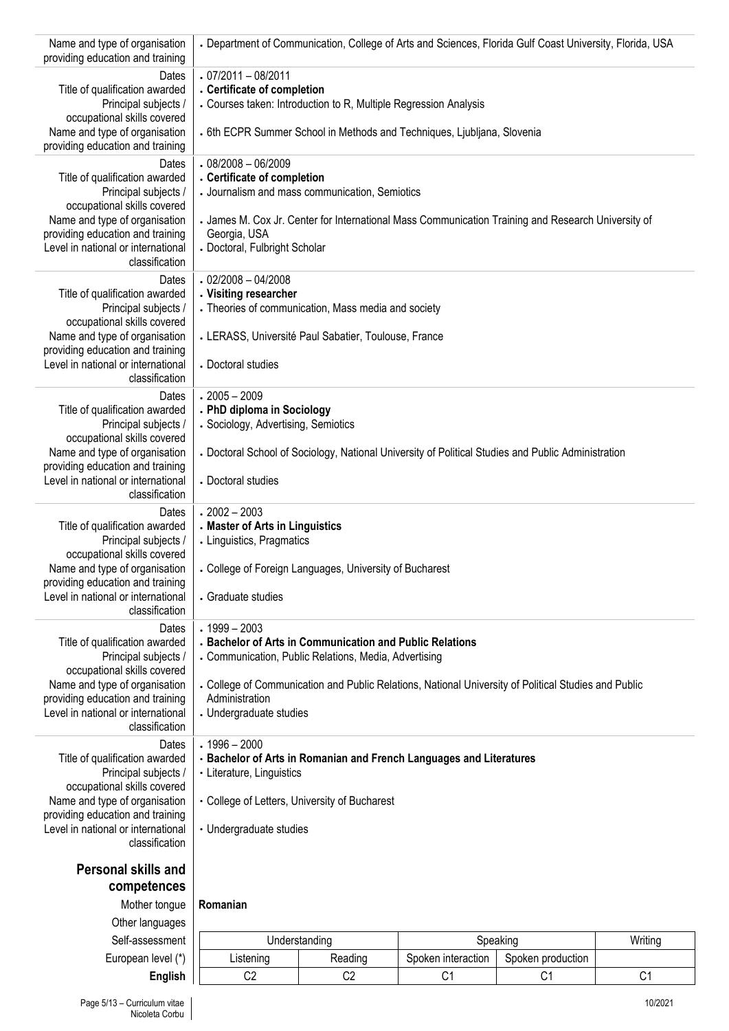| | |
|---|---|
| Name and type of organisation providing education and training | • Department of Communication, College of Arts and Sciences, Florida Gulf Coast University, Florida, USA |
| Dates | • 07/2011 – 08/2011 |
| Title of qualification awarded | • **Certificate of completion** |
| Principal subjects / occupational skills covered | • Courses taken: Introduction to R, Multiple Regression Analysis |
| Name and type of organisation providing education and training | • 6th ECPR Summer School in Methods and Techniques, Ljubljana, Slovenia |
| Dates | • 08/2008 – 06/2009 |
| Title of qualification awarded | • **Certificate of completion** |
| Principal subjects / occupational skills covered | • Journalism and mass communication, Semiotics |
| Name and type of organisation providing education and training | • James M. Cox Jr. Center for International Mass Communication Training and Research University of Georgia, USA |
| Level in national or international classification | • Doctoral, Fulbright Scholar |
| Dates | • 02/2008 – 04/2008 |
| Title of qualification awarded | • **Visiting researcher** |
| Principal subjects / occupational skills covered | • Theories of communication, Mass media and society |
| Name and type of organisation providing education and training | • LERASS, Université Paul Sabatier, Toulouse, France |
| Level in national or international classification | • Doctoral studies |
| Dates | • 2005 – 2009 |
| Title of qualification awarded | • **PhD diploma in Sociology** |
| Principal subjects / occupational skills covered | • Sociology, Advertising, Semiotics |
| Name and type of organisation providing education and training | • Doctoral School of Sociology, National University of Political Studies and Public Administration |
| Level in national or international classification | • Doctoral studies |
| Dates | • 2002 – 2003 |
| Title of qualification awarded | • **Master of Arts in Linguistics** |
| Principal subjects / occupational skills covered | • Linguistics, Pragmatics |
| Name and type of organisation providing education and training | • College of Foreign Languages, University of Bucharest |
| Level in national or international classification | • Graduate studies |
| Dates | • 1999 – 2003 |
| Title of qualification awarded | • **Bachelor of Arts in Communication and Public Relations** |
| Principal subjects / occupational skills covered | • Communication, Public Relations, Media, Advertising |
| Name and type of organisation providing education and training | • College of Communication and Public Relations, National University of Political Studies and Public Administration |
| Level in national or international classification | • Undergraduate studies |
| Dates | • 1996 – 2000 |
| Title of qualification awarded | • **Bachelor of Arts in Romanian and French Languages and Literatures** |
| Principal subjects / occupational skills covered | • Literature, Linguistics |
| Name and type of organisation providing education and training | • College of Letters, University of Bucharest |
| Level in national or international classification | • Undergraduate studies |

## Personal skills and competences

Mother tongue: **Romanian**

Other languages

| Self-assessment | Understanding | | Speaking | | Writing |
|---|---|---|---|---|---|
| European level (*) | Listening | Reading | Spoken interaction | Spoken production | |
| **English** | C2 | C2 | C1 | C1 | C1 |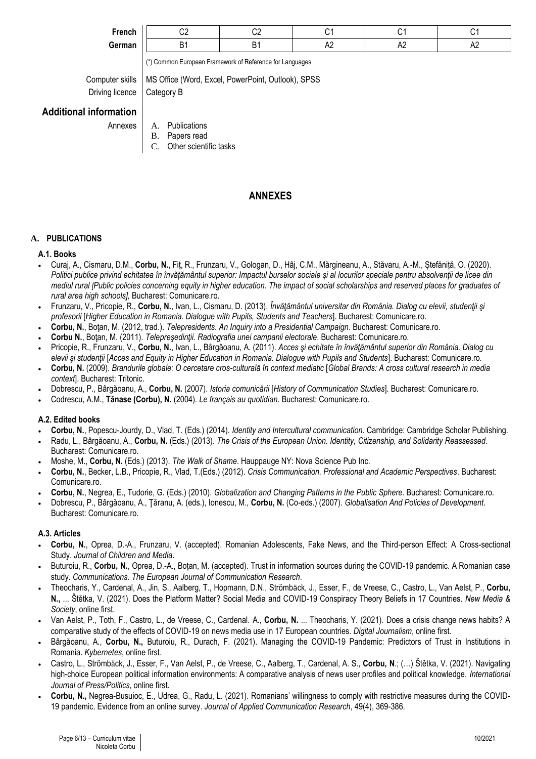| | | | | | |
|---|---|---|---|---|---|
| **French** | C2 | C2 | C1 | C1 | C1 |
| **German** | B1 | B1 | A2 | A2 | A2 |

(*) Common European Framework of Reference for Languages

Computer skills: MS Office (Word, Excel, PowerPoint, Outlook), SPSS

Driving licence: Category B

## Additional information

Annexes:

A. Publications
B. Papers read
C. Other scientific tasks

# ANNEXES

## A. PUBLICATIONS

### A.1. Books

- Curaj, A., Cismaru, D.M., **Corbu, N.**, Fiț, R., Frunzaru, V., Gologan, D., Hâj, C.M., Mărgineanu, A., Stăvaru, A.-M., Ștefăniță, O. (2020). *Politici publice privind echitatea în învățământul superior: Impactul burselor sociale și al locurilor speciale pentru absolvenții de licee din mediul rural [Public policies concerning equity in higher education. The impact of social scholarships and reserved places for graduates of rural area high schools],* Bucharest: Comunicare.ro.
- Frunzaru, V., Pricopie, R., **Corbu, N.**, Ivan, L., Cismaru, D. (2013). *Învăţământul universitar din România. Dialog cu elevii, studenţii şi profesorii* [*Higher Education in Romania. Dialogue with Pupils, Students and Teachers*]. Bucharest: Comunicare.ro.
- **Corbu, N.**, Boţan, M. (2012, trad.). *Telepresidents. An Inquiry into a Presidential Campaign*. Bucharest: Comunicare.ro.
- **Corbu N.**, Boţan, M. (2011). *Telepreşedinţii. Radiografia unei campanii electorale*. Bucharest: Comunicare.ro.
- Pricopie, R., Frunzaru, V., **Corbu, N.**, Ivan, L., Bârgăoanu, A. (2011). *Acces şi echitate în învăţământul superior din România. Dialog cu elevii şi studenţii* [*Acces and Equity in Higher Education in Romania. Dialogue with Pupils and Students*]. Bucharest: Comunicare.ro.
- **Corbu, N.** (2009). *Brandurile globale: O cercetare cros-culturală în context mediatic* [*Global Brands: A cross cultural research in media context*]. Bucharest: Tritonic.
- Dobrescu, P., Bârgăoanu, A., **Corbu, N.** (2007). *Istoria comunicării* [*History of Communication Studies*]. Bucharest: Comunicare.ro.
- Codrescu, A.M., **Tănase (Corbu), N.** (2004). *Le français au quotidian*. Bucharest: Comunicare.ro.

### A.2. Edited books

- **Corbu, N.**, Popescu-Jourdy, D., Vlad, T. (Eds.) (2014). *Identity and Intercultural communication*. Cambridge: Cambridge Scholar Publishing.
- Radu, L., Bârgăoanu, A., **Corbu, N.** (Eds.) (2013). *The Crisis of the European Union. Identity, Citizenship, and Solidarity Reassessed*. Bucharest: Comunicare.ro.
- Moshe, M., **Corbu, N.** (Eds.) (2013). *The Walk of Shame*. Hauppauge NY: Nova Science Pub Inc.
- **Corbu, N.**, Becker, L.B., Pricopie, R., Vlad, T.(Eds.) (2012). *Crisis Communication. Professional and Academic Perspectives*. Bucharest: Comunicare.ro.
- **Corbu, N.**, Negrea, E., Tudorie, G. (Eds.) (2010). *Globalization and Changing Patterns in the Public Sphere*. Bucharest: Comunicare.ro.
- Dobrescu, P., Bârgăoanu, A., Ţăranu, A. (eds.), Ionescu, M., **Corbu, N.** (Co-eds.) (2007). *Globalisation And Policies of Development*. Bucharest: Comunicare.ro.

### A.3. Articles

- **Corbu, N.**, Oprea, D.-A., Frunzaru, V. (accepted). Romanian Adolescents, Fake News, and the Third-person Effect: A Cross-sectional Study. *Journal of Children and Media*.
- Buturoiu, R., **Corbu, N.**, Oprea, D.-A., Boțan, M. (accepted). Trust in information sources during the COVID-19 pandemic. A Romanian case study. *Communications. The European Journal of Communication Research*.
- Theocharis, Y., Cardenal, A., Jin, S., Aalberg, T., Hopmann, D.N., Strömbäck, J., Esser, F., de Vreese, C., Castro, L., Van Aelst, P., **Corbu, N.,** ... Štětka, V. (2021). Does the Platform Matter? Social Media and COVID-19 Conspiracy Theory Beliefs in 17 Countries. *New Media & Society*, online first.
- Van Aelst, P., Toth, F., Castro, L., de Vreese, C., Cardenal. A., **Corbu, N.** ... Theocharis, Y. (2021). Does a crisis change news habits? A comparative study of the effects of COVID-19 on news media use in 17 European countries. *Digital Journalism*, online first.
- Bârgăoanu, A., **Corbu, N.,** Buturoiu, R., Durach, F. (2021). Managing the COVID-19 Pandemic: Predictors of Trust in Institutions in Romania. *Kybernetes*, online first.
- Castro, L., Strömbäck, J., Esser, F., Van Aelst, P., de Vreese, C., Aalberg, T., Cardenal, A. S., **Corbu, N**.; (…) Štětka, V. (2021). Navigating high-choice European political information environments: A comparative analysis of news user profiles and political knowledge. *International Journal of Press/Politics*, online first.
- **Corbu, N.,** Negrea-Busuioc, E., Udrea, G., Radu, L. (2021). Romanians' willingness to comply with restrictive measures during the COVID-19 pandemic. Evidence from an online survey. *Journal of Applied Communication Research*, 49(4), 369-386.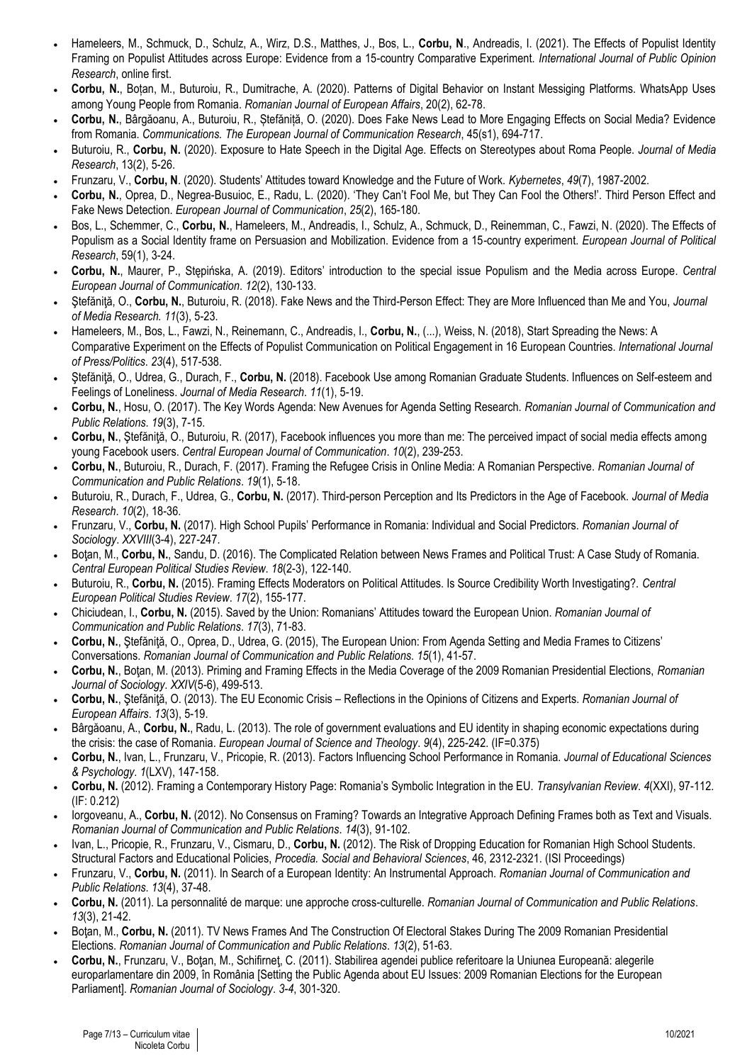- Hameleers, M., Schmuck, D., Schulz, A., Wirz, D.S., Matthes, J., Bos, L., **Corbu, N**., Andreadis, I. (2021). The Effects of Populist Identity Framing on Populist Attitudes across Europe: Evidence from a 15-country Comparative Experiment. *International Journal of Public Opinion Research*, online first.
- **Corbu, N.**, Boțan, M., Buturoiu, R., Dumitrache, A. (2020). Patterns of Digital Behavior on Instant Messiging Platforms. WhatsApp Uses among Young People from Romania. *Romanian Journal of European Affairs*, 20(2), 62-78.
- **Corbu, N.**, Bârgăoanu, A., Buturoiu, R., Ștefăniță, O. (2020). Does Fake News Lead to More Engaging Effects on Social Media? Evidence from Romania. *Communications. The European Journal of Communication Research*, 45(s1), 694-717.
- Buturoiu, R., **Corbu, N.** (2020). Exposure to Hate Speech in the Digital Age. Effects on Stereotypes about Roma People. *Journal of Media Research*, 13(2), 5-26.
- Frunzaru, V., **Corbu, N**. (2020). Students' Attitudes toward Knowledge and the Future of Work. *Kybernetes*, *49*(7), 1987-2002.
- **Corbu, N.**, Oprea, D., Negrea-Busuioc, E., Radu, L. (2020). 'They Can't Fool Me, but They Can Fool the Others!'. Third Person Effect and Fake News Detection. *European Journal of Communication*, *25*(2), 165-180.
- Bos, L., Schemmer, C., **Corbu, N.**, Hameleers, M., Andreadis, I., Schulz, A., Schmuck, D., Reinemman, C., Fawzi, N. (2020). The Effects of Populism as a Social Identity frame on Persuasion and Mobilization. Evidence from a 15-country experiment. *European Journal of Political Research*, 59(1), 3-24.
- **Corbu, N.**, Maurer, P., Stępińska, A. (2019). Editors' introduction to the special issue Populism and the Media across Europe. *Central European Journal of Communication*. *12*(2), 130-133.
- Ştefăniţă, O., **Corbu, N.**, Buturoiu, R. (2018). Fake News and the Third-Person Effect: They are More Influenced than Me and You, *Journal of Media Research. 11*(3), 5-23.
- Hameleers, M., Bos, L., Fawzi, N., Reinemann, C., Andreadis, I., **Corbu, N.**, (...), Weiss, N. (2018), Start Spreading the News: A Comparative Experiment on the Effects of Populist Communication on Political Engagement in 16 European Countries. *International Journal of Press/Politics*. *23*(4), 517-538.
- Ştefăniţă, O., Udrea, G., Durach, F., **Corbu, N.** (2018). Facebook Use among Romanian Graduate Students. Influences on Self-esteem and Feelings of Loneliness. *Journal of Media Research*. *11*(1), 5-19.
- **Corbu, N.**, Hosu, O. (2017). The Key Words Agenda: New Avenues for Agenda Setting Research. *Romanian Journal of Communication and Public Relations*. *19*(3), 7-15.
- **Corbu, N.**, Ştefăniţă, O., Buturoiu, R. (2017), Facebook influences you more than me: The perceived impact of social media effects among young Facebook users. *Central European Journal of Communication*. *10*(2), 239-253.
- **Corbu, N.**, Buturoiu, R., Durach, F. (2017). Framing the Refugee Crisis in Online Media: A Romanian Perspective. *Romanian Journal of Communication and Public Relations*. *19*(1), 5-18.
- Buturoiu, R., Durach, F., Udrea, G., **Corbu, N.** (2017). Third-person Perception and Its Predictors in the Age of Facebook. *Journal of Media Research*. *10*(2), 18-36.
- Frunzaru, V., **Corbu, N.** (2017). High School Pupils' Performance in Romania: Individual and Social Predictors. *Romanian Journal of Sociology*. *XXVIII*(3-4), 227-247.
- Boţan, M., **Corbu, N.**, Sandu, D. (2016). The Complicated Relation between News Frames and Political Trust: A Case Study of Romania. *Central European Political Studies Review*. *18*(2-3), 122-140.
- Buturoiu, R., **Corbu, N.** (2015). Framing Effects Moderators on Political Attitudes. Is Source Credibility Worth Investigating?. *Central European Political Studies Review*. *17*(2), 155-177.
- Chiciudean, I., **Corbu, N.** (2015). Saved by the Union: Romanians' Attitudes toward the European Union. *Romanian Journal of Communication and Public Relations*. *17*(3), 71-83.
- **Corbu, N.**, Ştefăniţă, O., Oprea, D., Udrea, G. (2015), The European Union: From Agenda Setting and Media Frames to Citizens' Conversations. *Romanian Journal of Communication and Public Relations*. *15*(1), 41-57.
- **Corbu, N.**, Boţan, M. (2013). Priming and Framing Effects in the Media Coverage of the 2009 Romanian Presidential Elections, *Romanian Journal of Sociology*. *XXIV*(5-6), 499-513.
- **Corbu, N.**, Ştefăniţă, O. (2013). The EU Economic Crisis – Reflections in the Opinions of Citizens and Experts. *Romanian Journal of European Affairs*. *13*(3), 5-19.
- Bârgăoanu, A., **Corbu, N.**, Radu, L. (2013). The role of government evaluations and EU identity in shaping economic expectations during the crisis: the case of Romania. *European Journal of Science and Theology*. *9*(4), 225-242. (IF=0.375)
- **Corbu, N.**, Ivan, L., Frunzaru, V., Pricopie, R. (2013). Factors Influencing School Performance in Romania. *Journal of Educational Sciences & Psychology*. *1*(LXV), 147-158.
- **Corbu, N.** (2012). Framing a Contemporary History Page: Romania's Symbolic Integration in the EU. *Transylvanian Review*. *4*(XXI), 97-112. (IF: 0.212)
- Iorgoveanu, A., **Corbu, N.** (2012). No Consensus on Framing? Towards an Integrative Approach Defining Frames both as Text and Visuals. *Romanian Journal of Communication and Public Relations*. *14*(3), 91-102.
- Ivan, L., Pricopie, R., Frunzaru, V., Cismaru, D., **Corbu, N.** (2012). The Risk of Dropping Education for Romanian High School Students. Structural Factors and Educational Policies, *Procedia. Social and Behavioral Sciences*, 46, 2312-2321. (ISI Proceedings)
- Frunzaru, V., **Corbu, N.** (2011). In Search of a European Identity: An Instrumental Approach. *Romanian Journal of Communication and Public Relations*. *13*(4), 37-48.
- **Corbu, N.** (2011). La personnalité de marque: une approche cross-culturelle. *Romanian Journal of Communication and Public Relations*. *13*(3), 21-42.
- Boţan, M., **Corbu, N.** (2011). TV News Frames And The Construction Of Electoral Stakes During The 2009 Romanian Presidential Elections. *Romanian Journal of Communication and Public Relations*. *13*(2), 51-63.
- **Corbu, N.**, Frunzaru, V., Boţan, M., Schifirneţ, C. (2011). Stabilirea agendei publice referitoare la Uniunea Europeană: alegerile europarlamentare din 2009, în România [Setting the Public Agenda about EU Issues: 2009 Romanian Elections for the European Parliament]. *Romanian Journal of Sociology*. *3-4*, 301-320.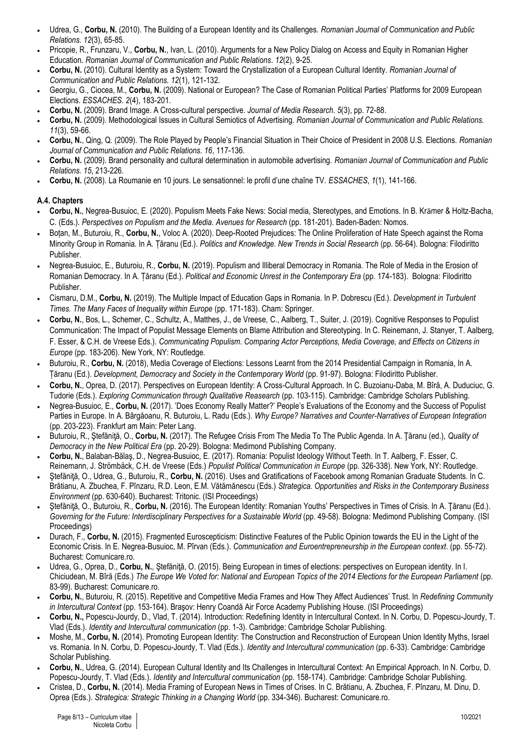- Udrea, G., **Corbu, N.** (2010). The Building of a European Identity and its Challenges. *Romanian Journal of Communication and Public Relations. 12*(3), 65-85.
- Pricopie, R., Frunzaru, V., **Corbu, N.**, Ivan, L. (2010). Arguments for a New Policy Dialog on Access and Equity in Romanian Higher Education. *Romanian Journal of Communication and Public Relations*. *12*(2), 9-25.
- **Corbu, N.** (2010). Cultural Identity as a System: Toward the Crystallization of a European Cultural Identity. *Romanian Journal of Communication and Public Relations. 12*(1), 121-132.
- Georgiu, G., Ciocea, M., **Corbu, N.** (2009). National or European? The Case of Romanian Political Parties' Platforms for 2009 European Elections. *ESSACHES*. *2*(4), 183-201.
- **Corbu, N.** (2009). Brand Image. A Cross-cultural perspective. *Journal of Media Research*. *5*(3), pp. 72-88.
- **Corbu, N.** (2009). Methodological Issues in Cultural Semiotics of Advertising. *Romanian Journal of Communication and Public Relations. 11*(3), 59-66.
- **Corbu, N.**, Qing, Q. (2009). The Role Played by People's Financial Situation in Their Choice of President in 2008 U.S. Elections. *Romanian Journal of Communication and Public Relations. 16*, 117-136.
- **Corbu, N.** (2009). Brand personality and cultural determination in automobile advertising. *Romanian Journal of Communication and Public Relations. 15*, 213-226.
- **Corbu, N.** (2008). La Roumanie en 10 jours. Le sensationnel: le profil d'une chaîne TV. *ESSACHES*, *1*(1), 141-166.

**A.4. Chapters**

- **Corbu, N.**, Negrea-Busuioc, E. (2020). Populism Meets Fake News: Social media, Stereotypes, and Emotions. In B. Krämer & Holtz-Bacha, C. (Eds.). *Perspectives on Populism and the Media. Avenues for Research* (pp. 181-201). Baden-Baden: Nomos.
- Boțan, M., Buturoiu, R., **Corbu, N.**, Voloc A. (2020). Deep-Rooted Prejudices: The Online Proliferation of Hate Speech against the Roma Minority Group in Romania. In A. Țăranu (Ed.). *Politics and Knowledge. New Trends in Social Research* (pp. 56-64). Bologna: Filodiritto Publisher.
- Negrea-Busuioc, E., Buturoiu, R., **Corbu, N.** (2019). Populism and Illiberal Democracy in Romania. The Role of Media in the Erosion of Romanian Democracy. In A. Țăranu (Ed.). *Political and Economic Unrest in the Contemporary Era* (pp. 174-183). Bologna: Filodiritto Publisher.
- Cismaru, D.M., **Corbu, N.** (2019). The Multiple Impact of Education Gaps in Romania. In P. Dobrescu (Ed.). *Development in Turbulent Times. The Many Faces of Inequality within Europe* (pp. 171-183). Cham: Springer.
- **Corbu, N.**, Bos, L., Schemer, C., Schultz, A., Matthes, J., de Vreese, C., Aalberg, T., Suiter, J. (2019). Cognitive Responses to Populist Communication: The Impact of Populist Message Elements on Blame Attribution and Stereotyping. In C. Reinemann, J. Stanyer, T. Aalberg, F. Esser, & C.H. de Vreese Eds.). *Communicating Populism. Comparing Actor Perceptions, Media Coverage, and Effects on Citizens in Europe* (pp. 183-206). New York, NY: Routledge.
- Buturoiu, R., **Corbu, N.** (2018), Media Coverage of Elections: Lessons Learnt from the 2014 Presidential Campaign in Romania, In A. Țăranu (Ed.). *Development, Democracy and Society in the Contemporary World* (pp. 91-97). Bologna: Filodiritto Publisher.
- **Corbu, N.**, Oprea, D. (2017). Perspectives on European Identity: A Cross-Cultural Approach. In C. Buzoianu-Daba, M. Bîră, A. Duduciuc, G. Tudorie (Eds.). *Exploring Communication through Qualitative Reasearch* (pp. 103-115). Cambridge: Cambridge Scholars Publishing.
- Negrea-Busuioc, E., **Corbu, N.** (2017). 'Does Economy Really Matter?' People's Evaluations of the Economy and the Success of Populist Parties in Europe. In A. Bârgăoanu, R. Buturoiu, L. Radu (Eds.). *Why Europe? Narratives and Counter-Narratives of European Integration* (pp. 203-223). Frankfurt am Main: Peter Lang.
- Buturoiu, R., Ştefăniţă, O., **Corbu, N.** (2017). The Refugee Crisis From The Media To The Public Agenda. In A. Ţăranu (ed.), *Quality of Democracy in the New Political Era* (pp. 20-29). Bologna: Medimond Publishing Company.
- **Corbu, N.**, Balaban-Bălaș, D., Negrea-Busuioc, E. (2017). Romania: Populist Ideology Without Teeth. In T. Aalberg, F. Esser, C. Reinemann, J. Strömbäck, C.H. de Vreese (Eds.) *Populist Political Communication in Europe* (pp. 326-338). New York, NY: Routledge.
- Ştefăniţă, O., Udrea, G., Buturoiu, R., **Corbu, N.** (2016). Uses and Gratifications of Facebook among Romanian Graduate Students. In C. Brătianu, A. Zbuchea, F. Pînzaru, R.D. Leon, E.M. Vătămănescu (Eds.) *Strategica. Opportunities and Risks in the Contemporary Business Environment* (pp. 630-640). Bucharest: Tritonic. (ISI Proceedings)
- Ştefăniţă, O., Buturoiu, R., **Corbu, N.** (2016). The European Identity: Romanian Youths' Perspectives in Times of Crisis. In A. Ţăranu (Ed.). *Governing for the Future: Interdisciplinary Perspectives for a Sustainable World* (pp. 49-58). Bologna: Medimond Publishing Company. (ISI Proceedings)
- Durach, F., **Corbu, N.** (2015). Fragmented Euroscepticism: Distinctive Features of the Public Opinion towards the EU in the Light of the Economic Crisis. In E. Negrea-Busuioc, M. Pîrvan (Eds.). *Communication and Euroentrepreneurship in the European context*. (pp. 55-72). Bucharest: Comunicare.ro.
- Udrea, G., Oprea, D., **Corbu, N.**, Ştefăniţă, O. (2015). Being European in times of elections: perspectives on European identity. In I. Chiciudean, M. Bîră (Eds.) *The Europe We Voted for: National and European Topics of the 2014 Elections for the European Parliament* (pp. 83-99). Bucharest: Comunicare.ro.
- **Corbu, N.**, Buturoiu, R. (2015). Repetitive and Competitive Media Frames and How They Affect Audiences' Trust. In *Redefining Community in Intercultural Context* (pp. 153-164). Braşov: Henry Coandă Air Force Academy Publishing House. (ISI Proceedings)
- **Corbu, N.,** Popescu-Jourdy, D., Vlad, T. (2014). Introduction: Redefining Identity in Intercultural Context. In N. Corbu, D. Popescu-Jourdy, T. Vlad (Eds.). *Identity and Intercultural communication* (pp. 1-3). Cambridge: Cambridge Scholar Publishing.
- Moshe, M., **Corbu, N.** (2014). Promoting European Identity: The Construction and Reconstruction of European Union Identity Myths, Israel vs. Romania. In N. Corbu, D. Popescu-Jourdy, T. Vlad (Eds.). *Identity and Intercultural communication* (pp. 6-33). Cambridge: Cambridge Scholar Publishing.
- **Corbu, N.**, Udrea, G. (2014). European Cultural Identity and Its Challenges in Intercultural Context: An Empirical Approach. In N. Corbu, D. Popescu-Jourdy, T. Vlad (Eds.). *Identity and Intercultural communication* (pp. 158-174). Cambridge: Cambridge Scholar Publishing.
- Cristea, D., **Corbu, N.** (2014). Media Framing of European News in Times of Crises. In C. Brătianu, A. Zbuchea, F. Pînzaru, M. Dinu, D. Oprea (Eds.). *Strategica: Strategic Thinking in a Changing World* (pp. 334-346). Bucharest: Comunicare.ro.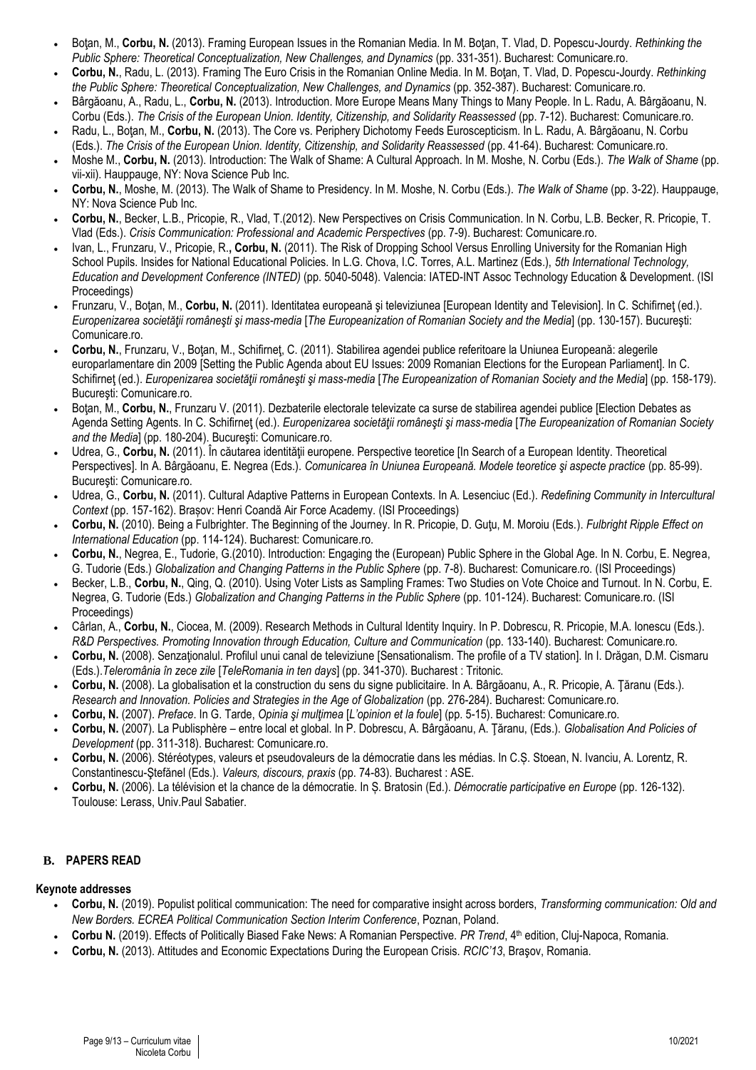- Boţan, M., **Corbu, N.** (2013). Framing European Issues in the Romanian Media. In M. Boţan, T. Vlad, D. Popescu-Jourdy. *Rethinking the Public Sphere: Theoretical Conceptualization, New Challenges, and Dynamics* (pp. 331-351). Bucharest: Comunicare.ro.
- **Corbu, N.**, Radu, L. (2013). Framing The Euro Crisis in the Romanian Online Media. In M. Boţan, T. Vlad, D. Popescu-Jourdy. *Rethinking the Public Sphere: Theoretical Conceptualization, New Challenges, and Dynamics* (pp. 352-387). Bucharest: Comunicare.ro.
- Bârgăoanu, A., Radu, L., **Corbu, N.** (2013). Introduction. More Europe Means Many Things to Many People. In L. Radu, A. Bârgăoanu, N. Corbu (Eds.). *The Crisis of the European Union. Identity, Citizenship, and Solidarity Reassessed* (pp. 7-12). Bucharest: Comunicare.ro.
- Radu, L., Boţan, M., **Corbu, N.** (2013). The Core vs. Periphery Dichotomy Feeds Euroscepticism. In L. Radu, A. Bârgăoanu, N. Corbu (Eds.). *The Crisis of the European Union. Identity, Citizenship, and Solidarity Reassessed* (pp. 41-64). Bucharest: Comunicare.ro.
- Moshe M., **Corbu, N.** (2013). Introduction: The Walk of Shame: A Cultural Approach. In M. Moshe, N. Corbu (Eds.). *The Walk of Shame* (pp. vii-xii). Hauppauge, NY: Nova Science Pub Inc.
- **Corbu, N.**, Moshe, M. (2013). The Walk of Shame to Presidency. In M. Moshe, N. Corbu (Eds.). *The Walk of Shame* (pp. 3-22). Hauppauge, NY: Nova Science Pub Inc.
- **Corbu, N.**, Becker, L.B., Pricopie, R., Vlad, T.(2012). New Perspectives on Crisis Communication. In N. Corbu, L.B. Becker, R. Pricopie, T. Vlad (Eds.). *Crisis Communication: Professional and Academic Perspectives* (pp. 7-9). Bucharest: Comunicare.ro.
- Ivan, L., Frunzaru, V., Pricopie, R., **Corbu, N.** (2011). The Risk of Dropping School Versus Enrolling University for the Romanian High School Pupils. Insides for National Educational Policies. In L.G. Chova, I.C. Torres, A.L. Martinez (Eds.), *5th International Technology, Education and Development Conference (INTED)* (pp. 5040-5048). Valencia: IATED-INT Assoc Technology Education & Development. (ISI Proceedings)
- Frunzaru, V., Boţan, M., **Corbu, N.** (2011). Identitatea europeană şi televiziunea [European Identity and Television]. In C. Schifirneţ (ed.). *Europenizarea societăţii româneşti şi mass-media* [*The Europeanization of Romanian Society and the Media*] (pp. 130-157). Bucureşti: Comunicare.ro.
- **Corbu, N.**, Frunzaru, V., Boţan, M., Schifirneţ, C. (2011). Stabilirea agendei publice referitoare la Uniunea Europeană: alegerile europarlamentare din 2009 [Setting the Public Agenda about EU Issues: 2009 Romanian Elections for the European Parliament]. In C. Schifirneţ (ed.). *Europenizarea societăţii româneşti şi mass-media* [*The Europeanization of Romanian Society and the Media*] (pp. 158-179). Bucureşti: Comunicare.ro.
- Boţan, M., **Corbu, N.**, Frunzaru V. (2011). Dezbaterile electorale televizate ca surse de stabilirea agendei publice [Election Debates as Agenda Setting Agents. In C. Schifirneţ (ed.). *Europenizarea societăţii româneşti şi mass-media* [*The Europeanization of Romanian Society and the Media*] (pp. 180-204). Bucureşti: Comunicare.ro.
- Udrea, G., **Corbu, N.** (2011). În căutarea identităţii europene. Perspective teoretice [In Search of a European Identity. Theoretical Perspectives]. In A. Bârgăoanu, E. Negrea (Eds.). *Comunicarea în Uniunea Europeană. Modele teoretice şi aspecte practice* (pp. 85-99). Bucureşti: Comunicare.ro.
- Udrea, G., **Corbu, N.** (2011). Cultural Adaptive Patterns in European Contexts. In A. Lesenciuc (Ed.). *Redefining Community in Intercultural Context* (pp. 157-162). Brașov: Henri Coandă Air Force Academy. (ISI Proceedings)
- **Corbu, N.** (2010). Being a Fulbrighter. The Beginning of the Journey. In R. Pricopie, D. Guţu, M. Moroiu (Eds.). *Fulbright Ripple Effect on International Education* (pp. 114-124). Bucharest: Comunicare.ro.
- **Corbu, N.**, Negrea, E., Tudorie, G.(2010). Introduction: Engaging the (European) Public Sphere in the Global Age. In N. Corbu, E. Negrea, G. Tudorie (Eds.) *Globalization and Changing Patterns in the Public Sphere* (pp. 7-8). Bucharest: Comunicare.ro. (ISI Proceedings)
- Becker, L.B., **Corbu, N.**, Qing, Q. (2010). Using Voter Lists as Sampling Frames: Two Studies on Vote Choice and Turnout. In N. Corbu, E. Negrea, G. Tudorie (Eds.) *Globalization and Changing Patterns in the Public Sphere* (pp. 101-124). Bucharest: Comunicare.ro. (ISI Proceedings)
- Cârlan, A., **Corbu, N.**, Ciocea, M. (2009). Research Methods in Cultural Identity Inquiry. In P. Dobrescu, R. Pricopie, M.A. Ionescu (Eds.). *R&D Perspectives. Promoting Innovation through Education, Culture and Communication* (pp. 133-140). Bucharest: Comunicare.ro.
- **Corbu, N.** (2008). Senzaţionalul. Profilul unui canal de televiziune [Sensationalism. The profile of a TV station]. In I. Drăgan, D.M. Cismaru (Eds.).*Teleromânia în zece zile* [*TeleRomania in ten days*] (pp. 341-370). Bucharest : Tritonic.
- **Corbu, N.** (2008). La globalisation et la construction du sens du signe publicitaire. In A. Bârgăoanu, A., R. Pricopie, A. Ţăranu (Eds.). *Research and Innovation. Policies and Strategies in the Age of Globalization* (pp. 276-284). Bucharest: Comunicare.ro.
- **Corbu, N.** (2007). *Preface*. In G. Tarde, *Opinia şi mulţimea* [*L'opinion et la foule*] (pp. 5-15). Bucharest: Comunicare.ro.
- **Corbu, N.** (2007). La Publisphère – entre local et global. In P. Dobrescu, A. Bârgăoanu, A. Ţăranu, (Eds.). *Globalisation And Policies of Development* (pp. 311-318). Bucharest: Comunicare.ro.
- **Corbu, N.** (2006). Stéréotypes, valeurs et pseudovaleurs de la démocratie dans les médias. In C.Ș. Stoean, N. Ivanciu, A. Lorentz, R. Constantinescu-Ştefănel (Eds.). *Valeurs, discours, praxis* (pp. 74-83). Bucharest : ASE.
- **Corbu, N.** (2006). La télévision et la chance de la démocratie. In Ș. Bratosin (Ed.). *Démocratie participative en Europe* (pp. 126-132). Toulouse: Lerass, Univ.Paul Sabatier.

## B. PAPERS READ

**Keynote addresses**

- **Corbu, N.** (2019). Populist political communication: The need for comparative insight across borders, *Transforming communication: Old and New Borders. ECREA Political Communication Section Interim Conference*, Poznan, Poland.
- **Corbu N.** (2019). Effects of Politically Biased Fake News: A Romanian Perspective. *PR Trend*, 4th edition, Cluj-Napoca, Romania.
- **Corbu, N.** (2013). Attitudes and Economic Expectations During the European Crisis. *RCIC'13*, Braşov, Romania.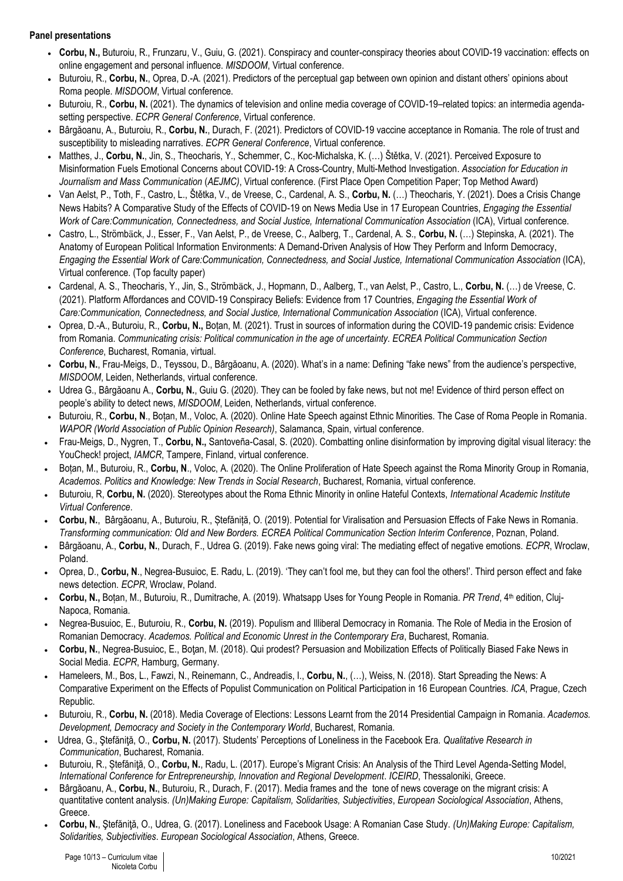**Panel presentations**

- **Corbu, N.,** Buturoiu, R., Frunzaru, V., Guiu, G. (2021). Conspiracy and counter-conspiracy theories about COVID-19 vaccination: effects on online engagement and personal influence. *MISDOOM*, Virtual conference.
- Buturoiu, R., **Corbu, N.**, Oprea, D.-A. (2021). Predictors of the perceptual gap between own opinion and distant others' opinions about Roma people. *MISDOOM*, Virtual conference.
- Buturoiu, R., **Corbu, N.** (2021). The dynamics of television and online media coverage of COVID-19–related topics: an intermedia agenda-setting perspective. *ECPR General Conference*, Virtual conference.
- Bârgăoanu, A., Buturoiu, R., **Corbu, N.**, Durach, F. (2021). Predictors of COVID-19 vaccine acceptance in Romania. The role of trust and susceptibility to misleading narratives. *ECPR General Conference*, Virtual conference.
- Matthes, J., **Corbu, N.**, Jin, S., Theocharis, Y., Schemmer, C., Koc-Michalska, K. (…) Štětka, V. (2021). Perceived Exposure to Misinformation Fuels Emotional Concerns about COVID-19: A Cross-Country, Multi-Method Investigation. *Association for Education in Journalism and Mass Communication* (*AEJMC)*, Virtual conference. (First Place Open Competition Paper; Top Method Award)
- Van Aelst, P., Toth, F., Castro, L., Štětka, V., de Vreese, C., Cardenal, A. S., **Corbu, N.** (…) Theocharis, Y. (2021). Does a Crisis Change News Habits? A Comparative Study of the Effects of COVID-19 on News Media Use in 17 European Countries, *Engaging the Essential Work of Care:Communication, Connectedness, and Social Justice, International Communication Association* (ICA), Virtual conference.
- Castro, L., Strömbäck, J., Esser, F., Van Aelst, P., de Vreese, C., Aalberg, T., Cardenal, A. S., **Corbu, N.** (…) Stepinska, A. (2021). The Anatomy of European Political Information Environments: A Demand-Driven Analysis of How They Perform and Inform Democracy, *Engaging the Essential Work of Care:Communication, Connectedness, and Social Justice, International Communication Association* (ICA), Virtual conference. (Top faculty paper)
- Cardenal, A. S., Theocharis, Y., Jin, S., Strömbäck, J., Hopmann, D., Aalberg, T., van Aelst, P., Castro, L., **Corbu, N.** (…) de Vreese, C. (2021). Platform Affordances and COVID-19 Conspiracy Beliefs: Evidence from 17 Countries, *Engaging the Essential Work of Care:Communication, Connectedness, and Social Justice, International Communication Association* (ICA), Virtual conference.
- Oprea, D.-A., Buturoiu, R., **Corbu, N.,** Boțan, M. (2021). Trust in sources of information during the COVID-19 pandemic crisis: Evidence from Romania. *Communicating crisis: Political communication in the age of uncertainty. ECREA Political Communication Section Conference*, Bucharest, Romania, virtual.
- **Corbu, N.**, Frau-Meigs, D., Teyssou, D., Bârgăoanu, A. (2020). What's in a name: Defining "fake news" from the audience's perspective, *MISDOOM*, Leiden, Netherlands, virtual conference.
- Udrea G., Bârgăoanu A., **Corbu, N.**, Guiu G. (2020). They can be fooled by fake news, but not me! Evidence of third person effect on people's ability to detect news, *MISDOOM*, Leiden, Netherlands, virtual conference.
- Buturoiu, R., **Corbu, N**., Boțan, M., Voloc, A. (2020). Online Hate Speech against Ethnic Minorities. The Case of Roma People in Romania. *WAPOR (World Association of Public Opinion Research)*, Salamanca, Spain, virtual conference.
- Frau-Meigs, D., Nygren, T., **Corbu, N.,** Santoveña-Casal, S. (2020). Combatting online disinformation by improving digital visual literacy: the YouCheck! project, *IAMCR*, Tampere, Finland, virtual conference.
- Boțan, M., Buturoiu, R., **Corbu, N**., Voloc, A. (2020). The Online Proliferation of Hate Speech against the Roma Minority Group in Romania, *Academos. Politics and Knowledge: New Trends in Social Research*, Bucharest, Romania, virtual conference.
- Buturoiu, R, **Corbu, N.** (2020). Stereotypes about the Roma Ethnic Minority in online Hateful Contexts, *International Academic Institute Virtual Conference*.
- **Corbu, N.**, Bârgăoanu, A., Buturoiu, R., Ștefăniță, O. (2019). Potential for Viralisation and Persuasion Effects of Fake News in Romania. *Transforming communication: Old and New Borders. ECREA Political Communication Section Interim Conference*, Poznan, Poland.
- Bârgăoanu, A., **Corbu, N.**, Durach, F., Udrea G. (2019). Fake news going viral: The mediating effect of negative emotions. *ECPR*, Wroclaw, Poland.
- Oprea, D., **Corbu, N**., Negrea-Busuioc, E. Radu, L. (2019). 'They can't fool me, but they can fool the others!'. Third person effect and fake news detection. *ECPR*, Wroclaw, Poland.
- **Corbu, N.,** Boțan, M., Buturoiu, R., Dumitrache, A. (2019). Whatsapp Uses for Young People in Romania. *PR Trend*, 4th edition, Cluj-Napoca, Romania.
- Negrea-Busuioc, E., Buturoiu, R., **Corbu, N.** (2019). Populism and Illiberal Democracy in Romania. The Role of Media in the Erosion of Romanian Democracy. *Academos. Political and Economic Unrest in the Contemporary Era*, Bucharest, Romania.
- **Corbu, N.**, Negrea-Busuioc, E., Boţan, M. (2018). Qui prodest? Persuasion and Mobilization Effects of Politically Biased Fake News in Social Media. *ECPR*, Hamburg, Germany.
- Hameleers, M., Bos, L., Fawzi, N., Reinemann, C., Andreadis, I., **Corbu, N.**, (…), Weiss, N. (2018). Start Spreading the News: A Comparative Experiment on the Effects of Populist Communication on Political Participation in 16 European Countries. *ICA*, Prague, Czech Republic.
- Buturoiu, R., **Corbu, N.** (2018). Media Coverage of Elections: Lessons Learnt from the 2014 Presidential Campaign in Romania. *Academos. Development, Democracy and Society in the Contemporary World*, Bucharest, Romania.
- Udrea, G., Ştefăniţă, O., **Corbu, N.** (2017). Students' Perceptions of Loneliness in the Facebook Era. *Qualitative Research in Communication*, Bucharest, Romania.
- Buturoiu, R., Ștefăniţă, O., **Corbu, N.**, Radu, L. (2017). Europe's Migrant Crisis: An Analysis of the Third Level Agenda-Setting Model, *International Conference for Entrepreneurship, Innovation and Regional Development*. *ICEIRD*, Thessaloniki, Greece.
- Bârgăoanu, A., **Corbu, N.**, Buturoiu, R., Durach, F. (2017). Media frames and the tone of news coverage on the migrant crisis: A quantitative content analysis. *(Un)Making Europe: Capitalism, Solidarities, Subjectivities*, *European Sociological Association*, Athens, Greece.
- **Corbu, N.**, Ştefăniţă, O., Udrea, G. (2017). Loneliness and Facebook Usage: A Romanian Case Study. *(Un)Making Europe: Capitalism, Solidarities, Subjectivities*. *European Sociological Association*, Athens, Greece.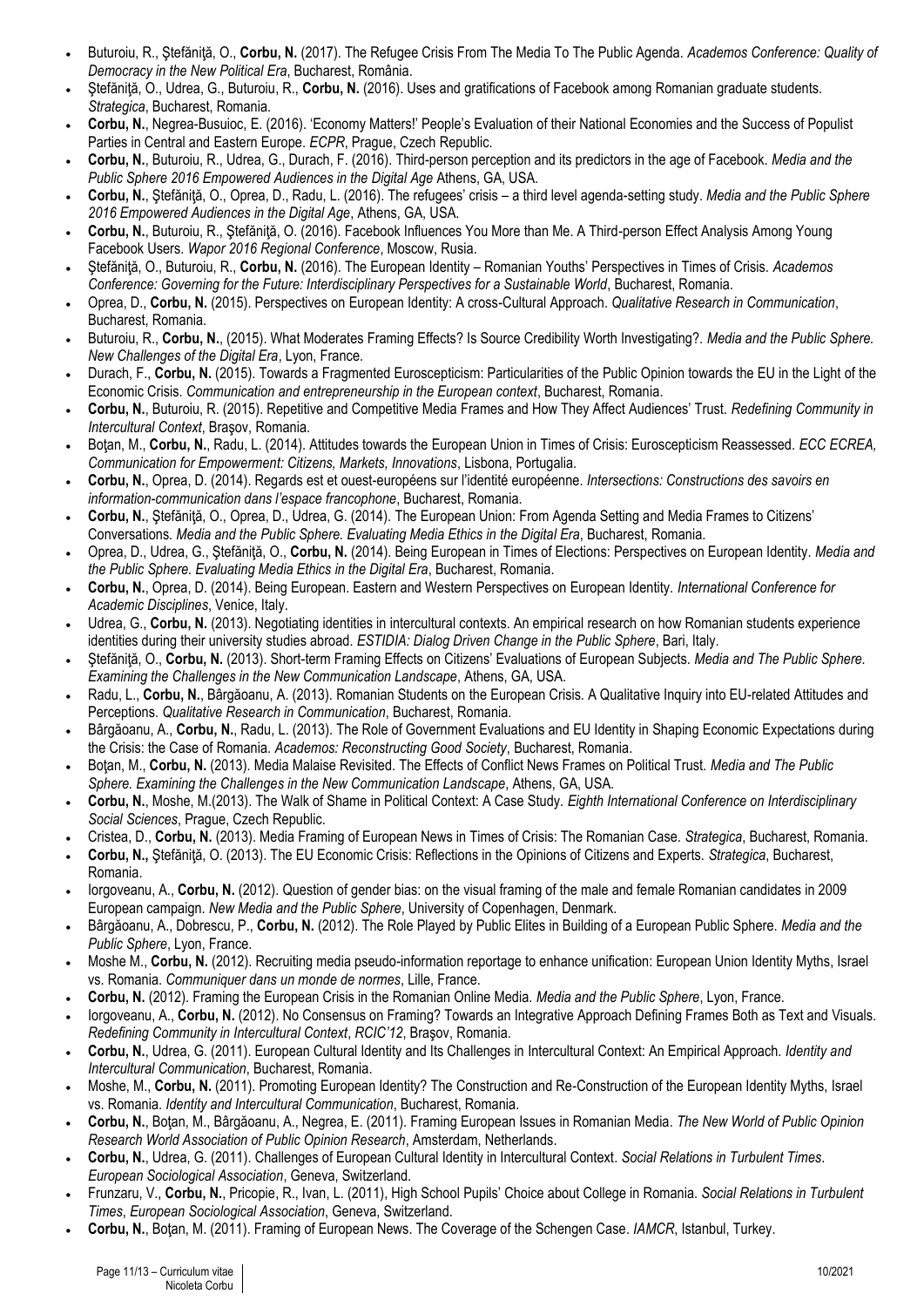- Buturoiu, R., Ştefăniţă, O., **Corbu, N.** (2017). The Refugee Crisis From The Media To The Public Agenda. *Academos Conference: Quality of Democracy in the New Political Era*, Bucharest, România.
- Ştefăniţă, O., Udrea, G., Buturoiu, R., **Corbu, N.** (2016). Uses and gratifications of Facebook among Romanian graduate students. *Strategica*, Bucharest, Romania.
- **Corbu, N.**, Negrea-Busuioc, E. (2016). 'Economy Matters!' People's Evaluation of their National Economies and the Success of Populist Parties in Central and Eastern Europe. *ECPR*, Prague, Czech Republic.
- **Corbu, N.**, Buturoiu, R., Udrea, G., Durach, F. (2016). Third-person perception and its predictors in the age of Facebook. *Media and the Public Sphere 2016 Empowered Audiences in the Digital Age* Athens, GA, USA.
- **Corbu, N.**, Ştefăniţă, O., Oprea, D., Radu, L. (2016). The refugees' crisis – a third level agenda-setting study. *Media and the Public Sphere 2016 Empowered Audiences in the Digital Age*, Athens, GA, USA.
- **Corbu, N.**, Buturoiu, R., Ştefăniţă, O. (2016). Facebook Influences You More than Me. A Third-person Effect Analysis Among Young Facebook Users. *Wapor 2016 Regional Conference*, Moscow, Rusia.
- Ştefăniţă, O., Buturoiu, R., **Corbu, N.** (2016). The European Identity – Romanian Youths' Perspectives in Times of Crisis. *Academos Conference: Governing for the Future: Interdisciplinary Perspectives for a Sustainable World*, Bucharest, Romania.
- Oprea, D., **Corbu, N.** (2015). Perspectives on European Identity: A cross-Cultural Approach. *Qualitative Research in Communication*, Bucharest, Romania.
- Buturoiu, R., **Corbu, N.**, (2015). What Moderates Framing Effects? Is Source Credibility Worth Investigating?. *Media and the Public Sphere. New Challenges of the Digital Era*, Lyon, France.
- Durach, F., **Corbu, N.** (2015). Towards a Fragmented Euroscepticism: Particularities of the Public Opinion towards the EU in the Light of the Economic Crisis. *Communication and entrepreneurship in the European context*, Bucharest, Romania.
- **Corbu, N.**, Buturoiu, R. (2015). Repetitive and Competitive Media Frames and How They Affect Audiences' Trust. *Redefining Community in Intercultural Context*, Braşov, Romania.
- Boţan, M., **Corbu, N.**, Radu, L. (2014). Attitudes towards the European Union in Times of Crisis: Euroscepticism Reassessed. *ECC ECREA, Communication for Empowerment: Citizens, Markets, Innovations*, Lisbona, Portugalia.
- **Corbu, N.**, Oprea, D. (2014). Regards est et ouest-européens sur l'identité européenne. *Intersections: Constructions des savoirs en information-communication dans l'espace francophone*, Bucharest, Romania.
- **Corbu, N.**, Ştefăniţă, O., Oprea, D., Udrea, G. (2014). The European Union: From Agenda Setting and Media Frames to Citizens' Conversations. *Media and the Public Sphere. Evaluating Media Ethics in the Digital Era*, Bucharest, Romania.
- Oprea, D., Udrea, G., Ştefăniţă, O., **Corbu, N.** (2014). Being European in Times of Elections: Perspectives on European Identity. *Media and the Public Sphere. Evaluating Media Ethics in the Digital Era*, Bucharest, Romania.
- **Corbu, N.**, Oprea, D. (2014). Being European. Eastern and Western Perspectives on European Identity. *International Conference for Academic Disciplines*, Venice, Italy.
- Udrea, G., **Corbu, N.** (2013). Negotiating identities in intercultural contexts. An empirical research on how Romanian students experience identities during their university studies abroad. *ESTIDIA: Dialog Driven Change in the Public Sphere*, Bari, Italy.
- Ştefăniţă, O., **Corbu, N.** (2013). Short-term Framing Effects on Citizens' Evaluations of European Subjects. *Media and The Public Sphere. Examining the Challenges in the New Communication Landscape*, Athens, GA, USA.
- Radu, L., **Corbu, N.**, Bârgăoanu, A. (2013). Romanian Students on the European Crisis. A Qualitative Inquiry into EU-related Attitudes and Perceptions. *Qualitative Research in Communication*, Bucharest, Romania.
- Bârgăoanu, A., **Corbu, N.**, Radu, L. (2013). The Role of Government Evaluations and EU Identity in Shaping Economic Expectations during the Crisis: the Case of Romania. *Academos: Reconstructing Good Society*, Bucharest, Romania.
- Boţan, M., **Corbu, N.** (2013). Media Malaise Revisited. The Effects of Conflict News Frames on Political Trust. *Media and The Public Sphere. Examining the Challenges in the New Communication Landscape*, Athens, GA, USA.
- **Corbu, N.**, Moshe, M.(2013). The Walk of Shame in Political Context: A Case Study. *Eighth International Conference on Interdisciplinary Social Sciences*, Prague, Czech Republic.
- Cristea, D., **Corbu, N.** (2013). Media Framing of European News in Times of Crisis: The Romanian Case. *Strategica*, Bucharest, Romania.
- **Corbu, N.**, Ştefăniţă, O. (2013). The EU Economic Crisis: Reflections in the Opinions of Citizens and Experts. *Strategica*, Bucharest, Romania.
- Iorgoveanu, A., **Corbu, N.** (2012). Question of gender bias: on the visual framing of the male and female Romanian candidates in 2009 European campaign. *New Media and the Public Sphere*, University of Copenhagen, Denmark.
- Bârgăoanu, A., Dobrescu, P., **Corbu, N.** (2012). The Role Played by Public Elites in Building of a European Public Sphere. *Media and the Public Sphere*, Lyon, France.
- Moshe M., **Corbu, N.** (2012). Recruiting media pseudo-information reportage to enhance unification: European Union Identity Myths, Israel vs. Romania. *Communiquer dans un monde de normes*, Lille, France.
- **Corbu, N.** (2012). Framing the European Crisis in the Romanian Online Media. *Media and the Public Sphere*, Lyon, France.
- Iorgoveanu, A., **Corbu, N.** (2012). No Consensus on Framing? Towards an Integrative Approach Defining Frames Both as Text and Visuals. *Redefining Community in Intercultural Context*, *RCIC'12*, Braşov, Romania.
- **Corbu, N.**, Udrea, G. (2011). European Cultural Identity and Its Challenges in Intercultural Context: An Empirical Approach. *Identity and Intercultural Communication*, Bucharest, Romania.
- Moshe, M., **Corbu, N.** (2011). Promoting European Identity? The Construction and Re-Construction of the European Identity Myths, Israel vs. Romania. *Identity and Intercultural Communication*, Bucharest, Romania.
- **Corbu, N.**, Boţan, M., Bârgăoanu, A., Negrea, E. (2011). Framing European Issues in Romanian Media. *The New World of Public Opinion Research World Association of Public Opinion Research*, Amsterdam, Netherlands.
- **Corbu, N.**, Udrea, G. (2011). Challenges of European Cultural Identity in Intercultural Context. *Social Relations in Turbulent Times*. *European Sociological Association*, Geneva, Switzerland.
- Frunzaru, V., **Corbu, N.**, Pricopie, R., Ivan, L. (2011), High School Pupils' Choice about College in Romania. *Social Relations in Turbulent Times*, *European Sociological Association*, Geneva, Switzerland.
- **Corbu, N.**, Boţan, M. (2011). Framing of European News. The Coverage of the Schengen Case. *IAMCR*, Istanbul, Turkey.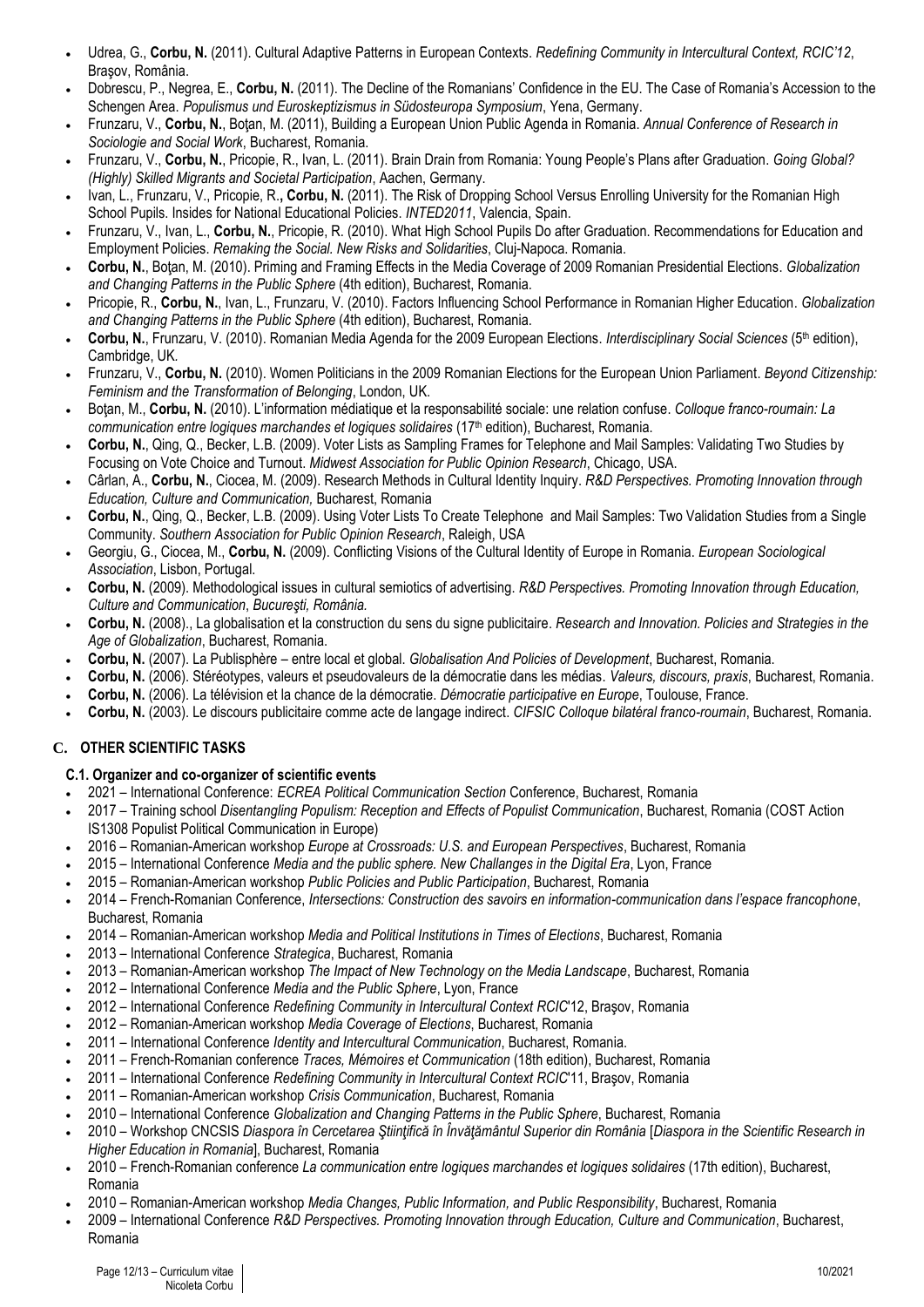- Udrea, G., **Corbu, N.** (2011). Cultural Adaptive Patterns in European Contexts. *Redefining Community in Intercultural Context, RCIC'12*, Braşov, România.
- Dobrescu, P., Negrea, E., **Corbu, N.** (2011). The Decline of the Romanians' Confidence in the EU. The Case of Romania's Accession to the Schengen Area. *Populismus und Euroskeptizismus in Südosteuropa Symposium*, Yena, Germany.
- Frunzaru, V., **Corbu, N.**, Boţan, M. (2011), Building a European Union Public Agenda in Romania. *Annual Conference of Research in Sociologie and Social Work*, Bucharest, Romania.
- Frunzaru, V., **Corbu, N.**, Pricopie, R., Ivan, L. (2011). Brain Drain from Romania: Young People's Plans after Graduation. *Going Global? (Highly) Skilled Migrants and Societal Participation*, Aachen, Germany.
- Ivan, L., Frunzaru, V., Pricopie, R., **Corbu, N.** (2011). The Risk of Dropping School Versus Enrolling University for the Romanian High School Pupils. Insides for National Educational Policies. *INTED2011*, Valencia, Spain.
- Frunzaru, V., Ivan, L., **Corbu, N.**, Pricopie, R. (2010). What High School Pupils Do after Graduation. Recommendations for Education and Employment Policies. *Remaking the Social. New Risks and Solidarities*, Cluj-Napoca. Romania.
- **Corbu, N.**, Boţan, M. (2010). Priming and Framing Effects in the Media Coverage of 2009 Romanian Presidential Elections. *Globalization and Changing Patterns in the Public Sphere* (4th edition), Bucharest, Romania.
- Pricopie, R., **Corbu, N.**, Ivan, L., Frunzaru, V. (2010). Factors Influencing School Performance in Romanian Higher Education. *Globalization and Changing Patterns in the Public Sphere* (4th edition), Bucharest, Romania.
- **Corbu, N.**, Frunzaru, V. (2010). Romanian Media Agenda for the 2009 European Elections. *Interdisciplinary Social Sciences* (5th edition), Cambridge, UK.
- Frunzaru, V., **Corbu, N.** (2010). Women Politicians in the 2009 Romanian Elections for the European Union Parliament. *Beyond Citizenship: Feminism and the Transformation of Belonging*, London, UK.
- Boţan, M., **Corbu, N.** (2010). L'information médiatique et la responsabilité sociale: une relation confuse. *Colloque franco-roumain: La communication entre logiques marchandes et logiques solidaires* (17th edition), Bucharest, Romania.
- **Corbu, N.**, Qing, Q., Becker, L.B. (2009). Voter Lists as Sampling Frames for Telephone and Mail Samples: Validating Two Studies by Focusing on Vote Choice and Turnout. *Midwest Association for Public Opinion Research*, Chicago, USA.
- Cârlan, A., **Corbu, N.**, Ciocea, M. (2009). Research Methods in Cultural Identity Inquiry. *R&D Perspectives. Promoting Innovation through Education, Culture and Communication,* Bucharest, Romania
- **Corbu, N.**, Qing, Q., Becker, L.B. (2009). Using Voter Lists To Create Telephone and Mail Samples: Two Validation Studies from a Single Community. *Southern Association for Public Opinion Research*, Raleigh, USA
- Georgiu, G., Ciocea, M., **Corbu, N.** (2009). Conflicting Visions of the Cultural Identity of Europe in Romania. *European Sociological Association*, Lisbon, Portugal.
- **Corbu, N.** (2009). Methodological issues in cultural semiotics of advertising. *R&D Perspectives. Promoting Innovation through Education, Culture and Communication*, *Bucureşti, România.*
- **Corbu, N.** (2008)., La globalisation et la construction du sens du signe publicitaire. *Research and Innovation. Policies and Strategies in the Age of Globalization*, Bucharest, Romania.
- **Corbu, N.** (2007). La Publisphère – entre local et global. *Globalisation And Policies of Development*, Bucharest, Romania.
- **Corbu, N.** (2006). Stéréotypes, valeurs et pseudovaleurs de la démocratie dans les médias. *Valeurs, discours, praxis*, Bucharest, Romania.
- **Corbu, N.** (2006). La télévision et la chance de la démocratie. *Démocratie participative en Europe*, Toulouse, France.
- **Corbu, N.** (2003). Le discours publicitaire comme acte de langage indirect. *CIFSIC Colloque bilatéral franco-roumain*, Bucharest, Romania.

## C. OTHER SCIENTIFIC TASKS

### C.1. Organizer and co-organizer of scientific events

- 2021 – International Conference: *ECREA Political Communication Section* Conference, Bucharest, Romania
- 2017 – Training school *Disentangling Populism: Reception and Effects of Populist Communication*, Bucharest, Romania (COST Action IS1308 Populist Political Communication in Europe)
- 2016 – Romanian-American workshop *Europe at Crossroads: U.S. and European Perspectives*, Bucharest, Romania
- 2015 – International Conference *Media and the public sphere. New Challanges in the Digital Era*, Lyon, France
- 2015 – Romanian-American workshop *Public Policies and Public Participation*, Bucharest, Romania
- 2014 – French-Romanian Conference, *Intersections: Construction des savoirs en information-communication dans l'espace francophone*, Bucharest, Romania
- 2014 – Romanian-American workshop *Media and Political Institutions in Times of Elections*, Bucharest, Romania
- 2013 – International Conference *Strategica*, Bucharest, Romania
- 2013 – Romanian-American workshop *The Impact of New Technology on the Media Landscape*, Bucharest, Romania
- 2012 – International Conference *Media and the Public Sphere*, Lyon, France
- 2012 – International Conference *Redefining Community in Intercultural Context RCIC*'12, Braşov, Romania
- 2012 – Romanian-American workshop *Media Coverage of Elections*, Bucharest, Romania
- 2011 – International Conference *Identity and Intercultural Communication*, Bucharest, Romania.
- 2011 – French-Romanian conference *Traces, Mémoires et Communication* (18th edition), Bucharest, Romania
- 2011 – International Conference *Redefining Community in Intercultural Context RCIC*'11, Braşov, Romania
- 2011 – Romanian-American workshop *Crisis Communication*, Bucharest, Romania
- 2010 – International Conference *Globalization and Changing Patterns in the Public Sphere*, Bucharest, Romania
- 2010 – Workshop CNCSIS *Diaspora în Cercetarea Ştiinţifică în Învăţământul Superior din România* [*Diaspora in the Scientific Research in Higher Education in Romania*], Bucharest, Romania
- 2010 – French-Romanian conference *La communication entre logiques marchandes et logiques solidaires* (17th edition), Bucharest, Romania
- 2010 – Romanian-American workshop *Media Changes, Public Information, and Public Responsibility*, Bucharest, Romania
- 2009 – International Conference *R&D Perspectives. Promoting Innovation through Education, Culture and Communication*, Bucharest, Romania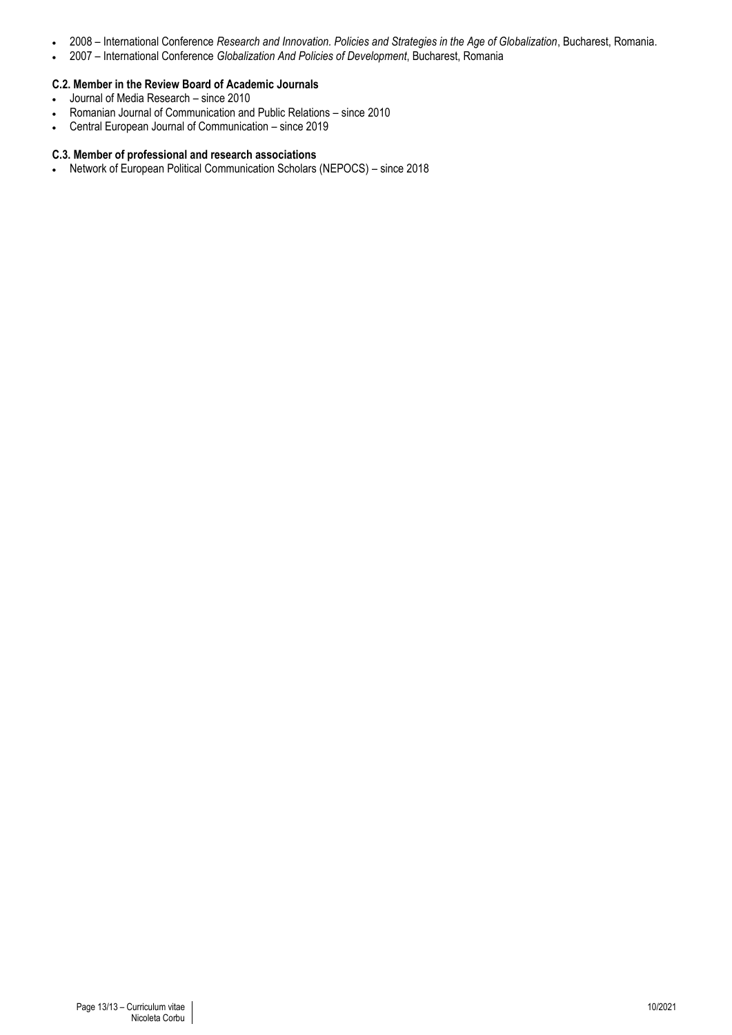- 2008 – International Conference *Research and Innovation. Policies and Strategies in the Age of Globalization*, Bucharest, Romania.
- 2007 – International Conference *Globalization And Policies of Development*, Bucharest, Romania

**C.2. Member in the Review Board of Academic Journals**

- Journal of Media Research – since 2010
- Romanian Journal of Communication and Public Relations – since 2010
- Central European Journal of Communication – since 2019

**C.3. Member of professional and research associations**

- Network of European Political Communication Scholars (NEPOCS) – since 2018